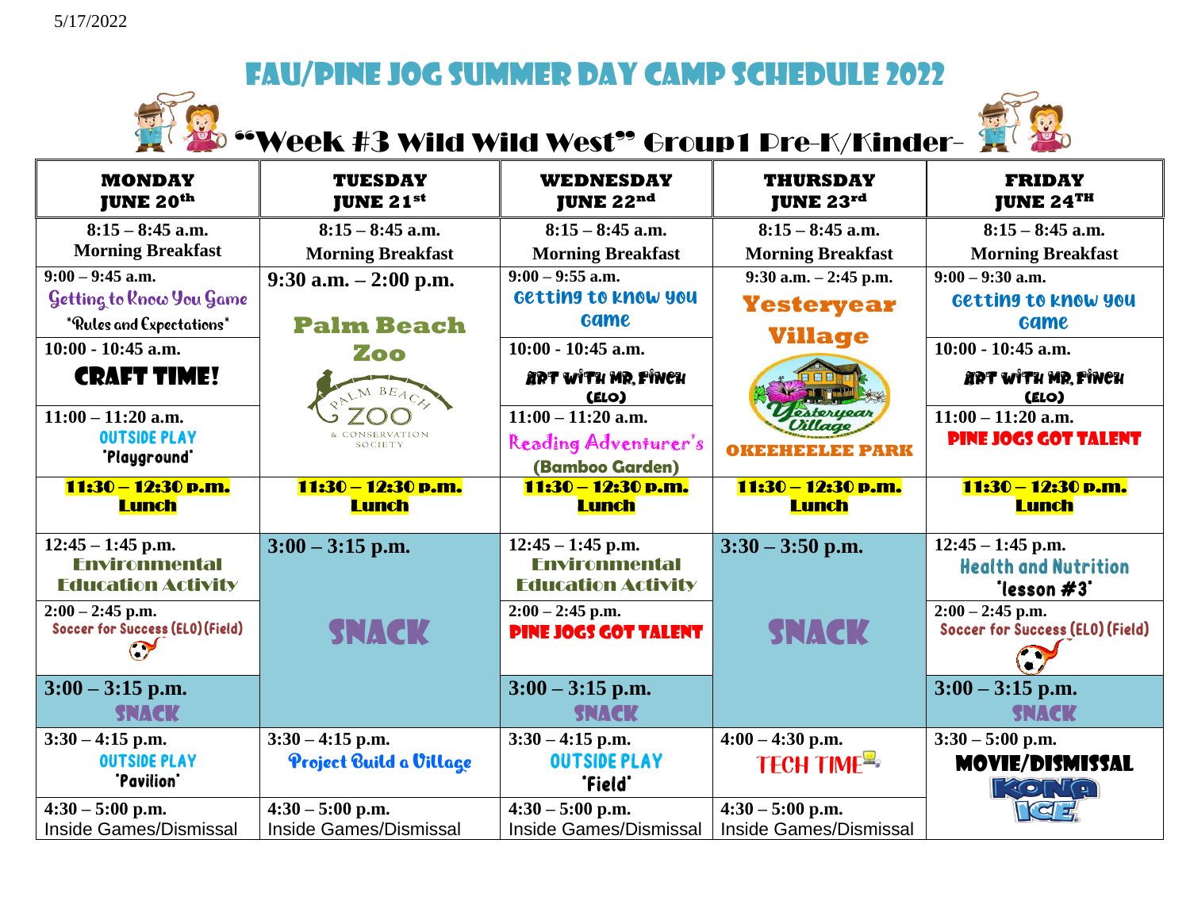5/17/2022

# FAU/Pine Jog Summer Day Camp Schedule 2022

## "Week #3 Wild Wild West" Group1 Pre-K/Kinder-

| MONDAY JUNE 20th | TUESDAY JUNE 21st | WEDNESDAY JUNE 22nd | THURSDAY JUNE 23rd | FRIDAY JUNE 24TH |
|---|---|---|---|---|
| 8:15 – 8:45 a.m. Morning Breakfast | 8:15 – 8:45 a.m. Morning Breakfast | 8:15 – 8:45 a.m. Morning Breakfast | 8:15 – 8:45 a.m. Morning Breakfast | 8:15 – 8:45 a.m. Morning Breakfast |
| 9:00 – 9:45 a.m. Getting to Know You Game *Rules and Expectations* | 9:30 a.m. – 2:00 p.m. Palm Beach Zoo (Palm Beach Zoo & Conservation Society) | 9:00 – 9:55 a.m. Getting to know you Game | 9:30 a.m. – 2:45 p.m. Yesteryear Village (Yesteryear Village) OKEEHEELEE PARK | 9:00 – 9:30 a.m. Getting to know you Game |
| 10:00 - 10:45 a.m. CRAFT TIME! | | 10:00 - 10:45 a.m. Art with Mr. Finch (ELO) | | 10:00 - 10:45 a.m. Art with Mr. Finch (ELO) |
| 11:00 – 11:20 a.m. OUTSIDE PLAY "Playground" | | 11:00 – 11:20 a.m. Reading Adventurer's (Bamboo Garden) | | 11:00 – 11:20 a.m. PINE JOGS GOT TALENT |
| 11:30 – 12:30 p.m. Lunch | 11:30 – 12:30 p.m. Lunch | 11:30 – 12:30 p.m. Lunch | 11:30 – 12:30 p.m. Lunch | 11:30 – 12:30 p.m. Lunch |
| 12:45 – 1:45 p.m. Environmental Education Activity | 3:00 – 3:15 p.m. SNACK | 12:45 – 1:45 p.m. Environmental Education Activity | 3:30 – 3:50 p.m. SNACK | 12:45 – 1:45 p.m. Health and Nutrition "lesson #3" |
| 2:00 – 2:45 p.m. Soccer for Success (ELO) (Field) | | 2:00 – 2:45 p.m. PINE JOGS GOT TALENT | | 2:00 – 2:45 p.m. Soccer for Success (ELO) (Field) |
| 3:00 – 3:15 p.m. SNACK | | 3:00 – 3:15 p.m. SNACK | | 3:00 – 3:15 p.m. SNACK |
| 3:30 – 4:15 p.m. OUTSIDE PLAY "Pavilion" | 3:30 – 4:15 p.m. Project Build a Village | 3:30 – 4:15 p.m. OUTSIDE PLAY "Field" | 4:00 – 4:30 p.m. TECH TIME | 3:30 – 5:00 p.m. MOVIE/DISMISSAL KONA ICE |
| 4:30 – 5:00 p.m. Inside Games/Dismissal | 4:30 – 5:00 p.m. Inside Games/Dismissal | 4:30 – 5:00 p.m. Inside Games/Dismissal | 4:30 – 5:00 p.m. Inside Games/Dismissal | |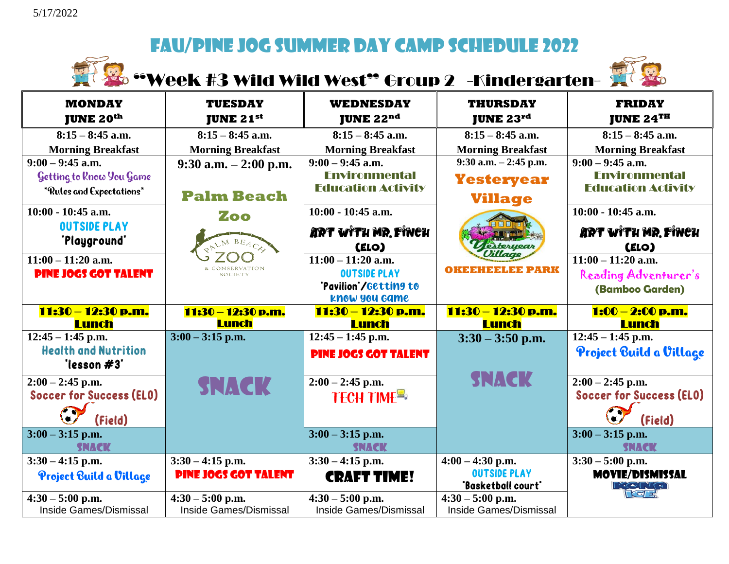5/17/2022

# FAU/Pine Jog Summer Day Camp Schedule 2022

## "Week #3 Wild Wild West" Group 2 -Kindergarten-

| MONDAY JUNE 20th | TUESDAY JUNE 21st | WEDNESDAY JUNE 22nd | THURSDAY JUNE 23rd | FRIDAY JUNE 24TH |
|---|---|---|---|---|
| 8:15 – 8:45 a.m. Morning Breakfast | 8:15 – 8:45 a.m. Morning Breakfast | 8:15 – 8:45 a.m. Morning Breakfast | 8:15 – 8:45 a.m. Morning Breakfast | 8:15 – 8:45 a.m. Morning Breakfast |
| 9:00 – 9:45 a.m. Getting to Know You Game *Rules and Expectations* | 9:30 a.m. – 2:00 p.m. Palm Beach Zoo (Palm Beach Zoo & Conservation Society) | 9:00 – 9:45 a.m. Environmental Education Activity | 9:30 a.m. – 2:45 p.m. Yesteryear Village (Yesteryear Village) OKEEHEELEE PARK | 9:00 – 9:45 a.m. Environmental Education Activity |
| 10:00 - 10:45 a.m. OUTSIDE PLAY *Playground* | | 10:00 - 10:45 a.m. ART WITH MR. FINCH (ELO) | | 10:00 - 10:45 a.m. ART WITH MR. FINCH (ELO) |
| 11:00 – 11:20 a.m. PINE JOGS GOT TALENT | | 11:00 – 11:20 a.m. OUTSIDE PLAY *Pavilion*/Getting to know you game | | 11:00 – 11:20 a.m. Reading Adventurer's (Bamboo Garden) |
| 11:30 – 12:30 p.m. Lunch | 11:30 – 12:30 p.m. Lunch | 11:30 – 12:30 p.m. Lunch | 11:30 – 12:30 p.m. Lunch | 1:00 – 2:00 p.m. Lunch |
| 12:45 – 1:45 p.m. Health and Nutrition *lesson #3* | 3:00 – 3:15 p.m. SNACK | 12:45 – 1:45 p.m. PINE JOGS GOT TALENT | 3:30 – 3:50 p.m. SNACK | 12:45 – 1:45 p.m. Project Build a Village |
| 2:00 – 2:45 p.m. Soccer for Success (ELO) (Field) | | 2:00 – 2:45 p.m. TECH TIME | | 2:00 – 2:45 p.m. Soccer for Success (ELO) (Field) |
| 3:00 – 3:15 p.m. SNACK | | 3:00 – 3:15 p.m. SNACK | | 3:00 – 3:15 p.m. SNACK |
| 3:30 – 4:15 p.m. Project Build a Village | 3:30 – 4:15 p.m. PINE JOGS GOT TALENT | 3:30 – 4:15 p.m. CRAFT TIME! | 4:00 – 4:30 p.m. OUTSIDE PLAY *Basketball court* | 3:30 – 5:00 p.m. MOVIE/DISMISSAL KONA ICE |
| 4:30 – 5:00 p.m. Inside Games/Dismissal | 4:30 – 5:00 p.m. Inside Games/Dismissal | 4:30 – 5:00 p.m. Inside Games/Dismissal | 4:30 – 5:00 p.m. Inside Games/Dismissal | |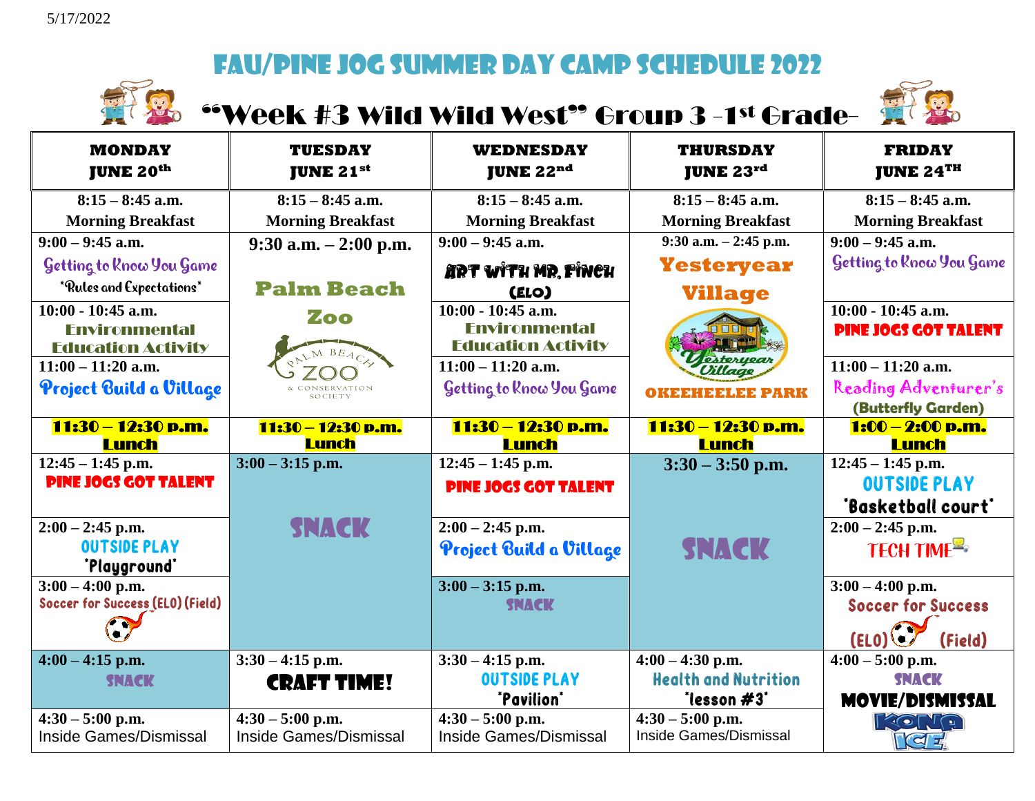5/17/2022

# FAU/Pine Jog Summer Day Camp Schedule 2022

## "Week #3 Wild Wild West" Group 3 -1st Grade-

| MONDAY JUNE 20th | TUESDAY JUNE 21st | WEDNESDAY JUNE 22nd | THURSDAY JUNE 23rd | FRIDAY JUNE 24TH |
|---|---|---|---|---|
| 8:15 – 8:45 a.m. Morning Breakfast | 8:15 – 8:45 a.m. Morning Breakfast | 8:15 – 8:45 a.m. Morning Breakfast | 8:15 – 8:45 a.m. Morning Breakfast | 8:15 – 8:45 a.m. Morning Breakfast |
| 9:00 – 9:45 a.m. Getting to Know You Game *Rules and Expectations* | 9:30 a.m. – 2:00 p.m. Palm Beach Zoo (Palm Beach Zoo & Conservation Society) | 9:00 – 9:45 a.m. ART WITH MR. FINCH (ELO) | 9:30 a.m. – 2:45 p.m. Yesteryear Village (Yesteryear Village) OKEEHEELEE PARK | 9:00 – 9:45 a.m. Getting to Know You Game |
| 10:00 - 10:45 a.m. Environmental Education Activity | | 10:00 - 10:45 a.m. Environmental Education Activity | | 10:00 - 10:45 a.m. PINE JOGS GOT TALENT |
| 11:00 – 11:20 a.m. Project Build a Village | | 11:00 – 11:20 a.m. Getting to Know You Game | | 11:00 – 11:20 a.m. Reading Adventurer's (Butterfly Garden) |
| 11:30 – 12:30 p.m. Lunch | 11:30 – 12:30 p.m. Lunch | 11:30 – 12:30 p.m. Lunch | 11:30 – 12:30 p.m. Lunch | 1:00 – 2:00 p.m. Lunch |
| 12:45 – 1:45 p.m. PINE JOGS GOT TALENT | 3:00 – 3:15 p.m. SNACK | 12:45 – 1:45 p.m. PINE JOGS GOT TALENT | 3:30 – 3:50 p.m. SNACK | 12:45 – 1:45 p.m. OUTSIDE PLAY *Basketball court* |
| 2:00 – 2:45 p.m. OUTSIDE PLAY *Playground* | | 2:00 – 2:45 p.m. Project Build a Village | | 2:00 – 2:45 p.m. TECH TIME |
| 3:00 – 4:00 p.m. Soccer for Success (ELO) (Field) | | 3:00 – 3:15 p.m. SNACK | | 3:00 – 4:00 p.m. Soccer for Success (ELO) (Field) |
| 4:00 – 4:15 p.m. SNACK | 3:30 – 4:15 p.m. CRAFT TIME! | 3:30 – 4:15 p.m. OUTSIDE PLAY *Pavilion* | 4:00 – 4:30 p.m. Health and Nutrition *lesson #3* | 4:00 – 5:00 p.m. SNACK MOVIE/DISMISSAL KONA ICE |
| 4:30 – 5:00 p.m. Inside Games/Dismissal | 4:30 – 5:00 p.m. Inside Games/Dismissal | 4:30 – 5:00 p.m. Inside Games/Dismissal | 4:30 – 5:00 p.m. Inside Games/Dismissal | |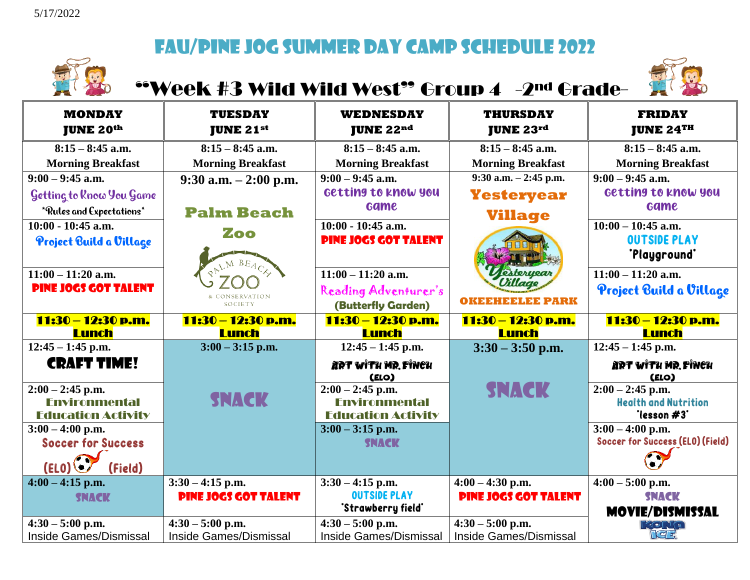5/17/2022

# FAU/Pine Jog Summer Day Camp Schedule 2022

## "Week #3 Wild Wild West" Group 4 -2nd Grade-

| MONDAY JUNE 20th | TUESDAY JUNE 21st | WEDNESDAY JUNE 22nd | THURSDAY JUNE 23rd | FRIDAY JUNE 24TH |
|---|---|---|---|---|
| 8:15 – 8:45 a.m. Morning Breakfast | 8:15 – 8:45 a.m. Morning Breakfast | 8:15 – 8:45 a.m. Morning Breakfast | 8:15 – 8:45 a.m. Morning Breakfast | 8:15 – 8:45 a.m. Morning Breakfast |
| 9:00 – 9:45 a.m. Getting to Know You Game *Rules and Expectations* | 9:30 a.m. – 2:00 p.m. Palm Beach Zoo (Palm Beach Zoo & Conservation Society) | 9:00 – 9:45 a.m. Getting to know you game | 9:30 a.m. – 2:45 p.m. Yesteryear Village (Yesteryear Village) OKEEHEELEE PARK | 9:00 – 9:45 a.m. Getting to know you game |
| 10:00 - 10:45 a.m. Project Build a Village | | 10:00 - 10:45 a.m. PINE JOGS GOT TALENT | | 10:00 – 10:45 a.m. OUTSIDE PLAY *Playground* |
| 11:00 – 11:20 a.m. PINE JOGS GOT TALENT | | 11:00 – 11:20 a.m. Reading Adventurer's (Butterfly Garden) | | 11:00 – 11:20 a.m. Project Build a Village |
| **11:30 – 12:30 p.m. Lunch** | **11:30 – 12:30 p.m. Lunch** | **11:30 – 12:30 p.m. Lunch** | **11:30 – 12:30 p.m. Lunch** | **11:30 – 12:30 p.m. Lunch** |
| 12:45 – 1:45 p.m. CRAFT TIME! | 3:00 – 3:15 p.m. SNACK | 12:45 – 1:45 p.m. ART WITH MR. FINCH (ELO) | 3:30 – 3:50 p.m. SNACK | 12:45 – 1:45 p.m. ART WITH MR. FINCH (ELO) |
| 2:00 – 2:45 p.m. Environmental Education Activity | | 2:00 – 2:45 p.m. Environmental Education Activity | | 2:00 – 2:45 p.m. Health and Nutrition *lesson #3* |
| 3:00 – 4:00 p.m. Soccer for Success (ELO) (Field) | | 3:00 – 3:15 p.m. SNACK | | 3:00 – 4:00 p.m. Soccer for Success (ELO) (Field) |
| 4:00 – 4:15 p.m. SNACK | 3:30 – 4:15 p.m. PINE JOGS GOT TALENT | 3:30 – 4:15 p.m. OUTSIDE PLAY *Strawberry field* | 4:00 – 4:30 p.m. PINE JOGS GOT TALENT | 4:00 – 5:00 p.m. SNACK MOVIE/DISMISSAL KONA ICE |
| 4:30 – 5:00 p.m. Inside Games/Dismissal | 4:30 – 5:00 p.m. Inside Games/Dismissal | 4:30 – 5:00 p.m. Inside Games/Dismissal | 4:30 – 5:00 p.m. Inside Games/Dismissal | |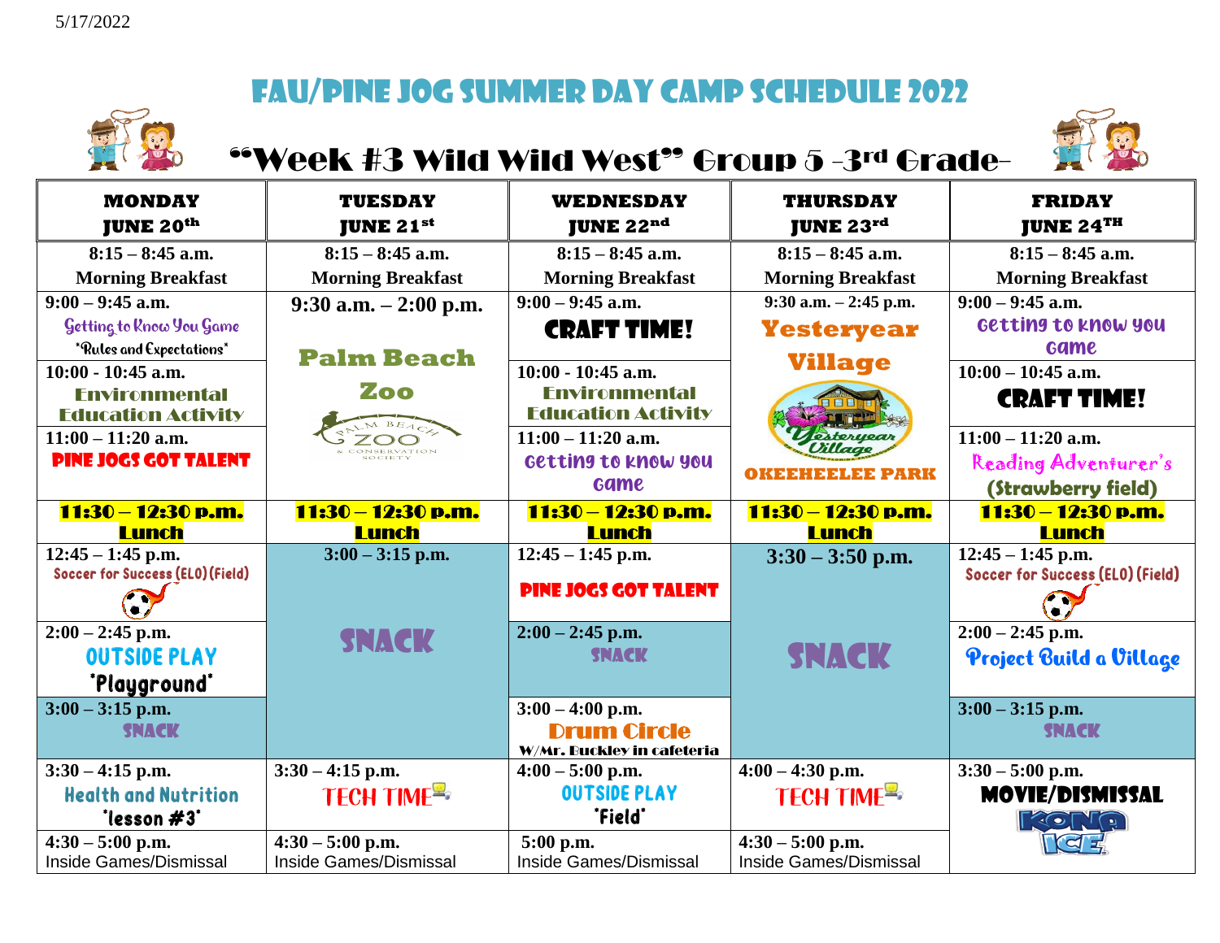5/17/2022

# FAU/Pine Jog Summer Day Camp Schedule 2022

## "Week #3 Wild Wild West" Group 5 -3rd Grade-

| MONDAY JUNE 20th | TUESDAY JUNE 21st | WEDNESDAY JUNE 22nd | THURSDAY JUNE 23rd | FRIDAY JUNE 24TH |
|---|---|---|---|---|
| 8:15 – 8:45 a.m. Morning Breakfast | 8:15 – 8:45 a.m. Morning Breakfast | 8:15 – 8:45 a.m. Morning Breakfast | 8:15 – 8:45 a.m. Morning Breakfast | 8:15 – 8:45 a.m. Morning Breakfast |
| 9:00 – 9:45 a.m. Getting to Know You Game *Rules and Expectations* | 9:30 a.m. – 2:00 p.m. Palm Beach Zoo | 9:00 – 9:45 a.m. CRAFT TIME! | 9:30 a.m. – 2:45 p.m. Yesteryear Village OKEEHEELEE PARK | 9:00 – 9:45 a.m. Getting to know you Game |
| 10:00 - 10:45 a.m. Environmental Education Activity | | 10:00 - 10:45 a.m. Environmental Education Activity | | 10:00 – 10:45 a.m. CRAFT TIME! |
| 11:00 – 11:20 a.m. PINE JOGS GOT TALENT | | 11:00 – 11:20 a.m. Getting to know you Game | | 11:00 – 11:20 a.m. Reading Adventurer's (Strawberry field) |
| 11:30 – 12:30 p.m. Lunch | 11:30 – 12:30 p.m. Lunch | 11:30 – 12:30 p.m. Lunch | 11:30 – 12:30 p.m. Lunch | 11:30 – 12:30 p.m. Lunch |
| 12:45 – 1:45 p.m. Soccer for Success (ELO) (Field) | 3:00 – 3:15 p.m. SNACK | 12:45 – 1:45 p.m. PINE JOGS GOT TALENT | 3:30 – 3:50 p.m. SNACK | 12:45 – 1:45 p.m. Soccer for Success (ELO) (Field) |
| 2:00 – 2:45 p.m. OUTSIDE PLAY *Playground* | | 2:00 – 2:45 p.m. SNACK | | 2:00 – 2:45 p.m. Project Build a Village |
| 3:00 – 3:15 p.m. SNACK | | 3:00 – 4:00 p.m. Drum Circle W/Mr. Buckley in cafeteria | | 3:00 – 3:15 p.m. SNACK |
| 3:30 – 4:15 p.m. Health and Nutrition *lesson #3* | 3:30 – 4:15 p.m. TECH TIME | 4:00 – 5:00 p.m. OUTSIDE PLAY *Field* | 4:00 – 4:30 p.m. TECH TIME | 3:30 – 5:00 p.m. MOVIE/DISMISSAL KONA ICE |
| 4:30 – 5:00 p.m. Inside Games/Dismissal | 4:30 – 5:00 p.m. Inside Games/Dismissal | 5:00 p.m. Inside Games/Dismissal | 4:30 – 5:00 p.m. Inside Games/Dismissal | |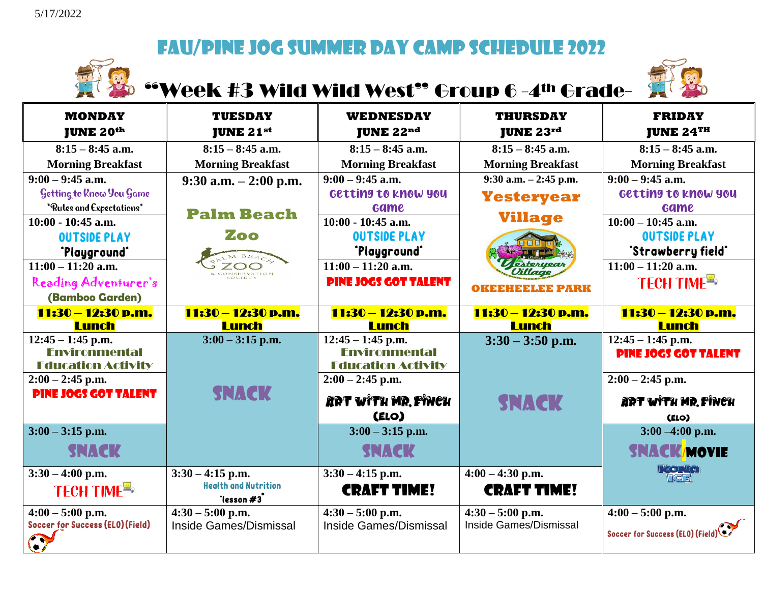5/17/2022

# FAU/Pine Jog Summer Day Camp Schedule 2022

## "Week #3 Wild Wild West" Group 6 -4th Grade-

| MONDAY JUNE 20th | TUESDAY JUNE 21st | WEDNESDAY JUNE 22nd | THURSDAY JUNE 23rd | FRIDAY JUNE 24TH |
|---|---|---|---|---|
| 8:15 – 8:45 a.m. Morning Breakfast | 8:15 – 8:45 a.m. Morning Breakfast | 8:15 – 8:45 a.m. Morning Breakfast | 8:15 – 8:45 a.m. Morning Breakfast | 8:15 – 8:45 a.m. Morning Breakfast |
| 9:00 – 9:45 a.m. Getting to Know You Game *Rules and Expectations* | 9:30 a.m. – 2:00 p.m. Palm Beach Zoo | 9:00 – 9:45 a.m. Getting to know you game | 9:30 a.m. – 2:45 p.m. Yesteryear Village OKEEHEELEE PARK | 9:00 – 9:45 a.m. Getting to know you game |
| 10:00 - 10:45 a.m. OUTSIDE PLAY *Playground* | | 10:00 - 10:45 a.m. OUTSIDE PLAY *Playground* | | 10:00 – 10:45 a.m. OUTSIDE PLAY *Strawberry field* |
| 11:00 – 11:20 a.m. Reading Adventurer's (Bamboo Garden) | | 11:00 – 11:20 a.m. PINE JOGS GOT TALENT | | 11:00 – 11:20 a.m. TECH TIME |
| 11:30 – 12:30 p.m. Lunch | 11:30 – 12:30 p.m. Lunch | 11:30 – 12:30 p.m. Lunch | 11:30 – 12:30 p.m. Lunch | 11:30 – 12:30 p.m. Lunch |
| 12:45 – 1:45 p.m. Environmental Education Activity | 3:00 – 3:15 p.m. SNACK | 12:45 – 1:45 p.m. Environmental Education Activity | 3:30 – 3:50 p.m. SNACK | 12:45 – 1:45 p.m. PINE JOGS GOT TALENT |
| 2:00 – 2:45 p.m. PINE JOGS GOT TALENT | | 2:00 – 2:45 p.m. ART WITH MR. FINCH (ELO) | | 2:00 – 2:45 p.m. ART WITH MR. FINCH (ELO) |
| 3:00 – 3:15 p.m. SNACK | | 3:00 – 3:15 p.m. SNACK | | 3:00 –4:00 p.m. SNACK/MOVIE KONA ICE |
| 3:30 – 4:00 p.m. TECH TIME | 3:30 – 4:15 p.m. Health and Nutrition *lesson #3* | 3:30 – 4:15 p.m. CRAFT TIME! | 4:00 – 4:30 p.m. CRAFT TIME! | |
| 4:00 – 5:00 p.m. Soccer for Success (ELO) (Field) | 4:30 – 5:00 p.m. Inside Games/Dismissal | 4:30 – 5:00 p.m. Inside Games/Dismissal | 4:30 – 5:00 p.m. Inside Games/Dismissal | 4:00 – 5:00 p.m. Soccer for Success (ELO) (Field) |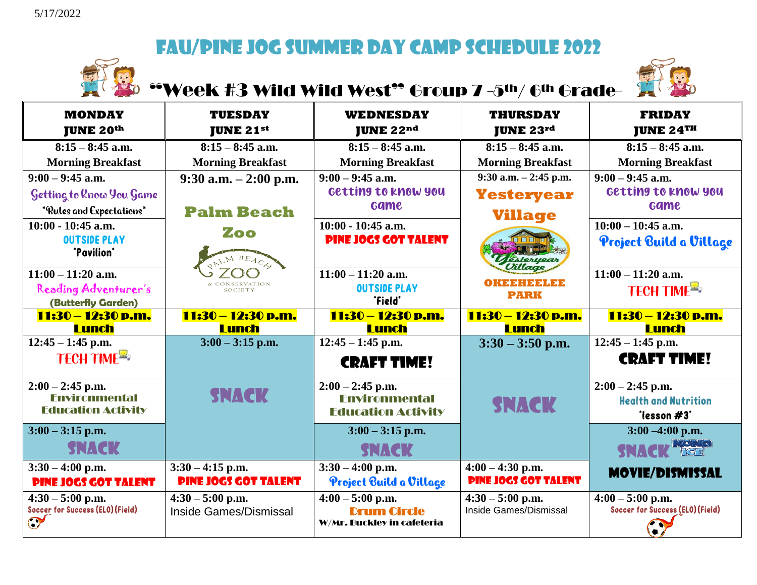5/17/2022

# FAU/Pine Jog Summer Day Camp Schedule 2022

## "Week #3 Wild Wild West" Group 7 -5th / 6th Grade-

| MONDAY JUNE 20th | TUESDAY JUNE 21st | WEDNESDAY JUNE 22nd | THURSDAY JUNE 23rd | FRIDAY JUNE 24TH |
|---|---|---|---|---|
| 8:15 – 8:45 a.m. Morning Breakfast | 8:15 – 8:45 a.m. Morning Breakfast | 8:15 – 8:45 a.m. Morning Breakfast | 8:15 – 8:45 a.m. Morning Breakfast | 8:15 – 8:45 a.m. Morning Breakfast |
| 9:00 – 9:45 a.m. Getting to Know You Game *Rules and Expectations* | 9:30 a.m. – 2:00 p.m. Palm Beach Zoo (Palm Beach Zoo & Conservation Society) | 9:00 – 9:45 a.m. Getting to know you Game | 9:30 a.m. – 2:45 p.m. Yesteryear Village (Yesteryear Village) OKEEHEELEE PARK | 9:00 – 9:45 a.m. Getting to know you Game |
| 10:00 - 10:45 a.m. OUTSIDE PLAY *Pavilion* | | 10:00 - 10:45 a.m. PINE JOGS GOT TALENT | | 10:00 – 10:45 a.m. Project Build a Village |
| 11:00 – 11:20 a.m. Reading Adventurer's (Butterfly Garden) | | 11:00 – 11:20 a.m. OUTSIDE PLAY *Field* | | 11:00 – 11:20 a.m. TECH TIME |
| **11:30 – 12:30 p.m. Lunch** | **11:30 – 12:30 p.m. Lunch** | **11:30 – 12:30 p.m. Lunch** | **11:30 – 12:30 p.m. Lunch** | **11:30 – 12:30 p.m. Lunch** |
| 12:45 – 1:45 p.m. TECH TIME | 3:00 – 3:15 p.m. SNACK | 12:45 – 1:45 p.m. CRAFT TIME! | 3:30 – 3:50 p.m. SNACK | 12:45 – 1:45 p.m. CRAFT TIME! |
| 2:00 – 2:45 p.m. Environmental Education Activity | | 2:00 – 2:45 p.m. Environmental Education Activity | | 2:00 – 2:45 p.m. Health and Nutrition *lesson #3* |
| 3:00 – 3:15 p.m. SNACK | | 3:00 – 3:15 p.m. SNACK | | 3:00 –4:00 p.m. SNACK KONA ICE MOVIE/DISMISSAL |
| 3:30 – 4:00 p.m. PINE JOGS GOT TALENT | 3:30 – 4:15 p.m. PINE JOGS GOT TALENT | 3:30 – 4:00 p.m. Project Build a Village | 4:00 – 4:30 p.m. PINE JOGS GOT TALENT | |
| 4:30 – 5:00 p.m. Soccer for Success (ELO) (Field) | 4:30 – 5:00 p.m. Inside Games/Dismissal | 4:00 – 5:00 p.m. Drum Circle W/Mr. Buckley in cafeteria | 4:30 – 5:00 p.m. Inside Games/Dismissal | 4:00 – 5:00 p.m. Soccer for Success (ELO) (Field) |